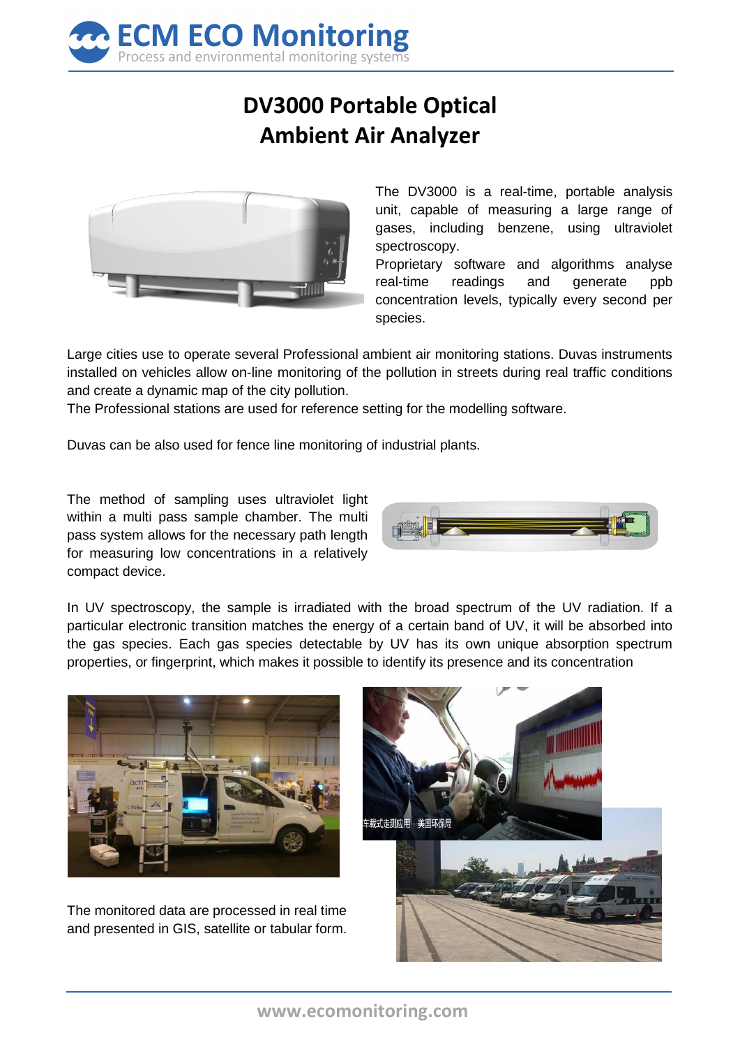# DV3000 Portable Optical Ambient Air Analyzer

The DV3000 is a real-time, portable analysis unit, capable of measuring a large range of gases, including benzene, using ultraviolet spectroscopy.
Proprietary software and algorithms analyse real-time readings and generate ppb concentration levels, typically every second per species.

Large cities use to operate several Professional ambient air monitoring stations. Duvas instruments installed on vehicles allow on-line monitoring of the pollution in streets during real traffic conditions and create a dynamic map of the city pollution.
The Professional stations are used for reference setting for the modelling software.

Duvas can be also used for fence line monitoring of industrial plants.

The method of sampling uses ultraviolet light within a multi pass sample chamber. The multi pass system allows for the necessary path length for measuring low concentrations in a relatively compact device.

In UV spectroscopy, the sample is irradiated with the broad spectrum of the UV radiation. If a particular electronic transition matches the energy of a certain band of UV, it will be absorbed into the gas species. Each gas species detectable by UV has its own unique absorption spectrum properties, or fingerprint, which makes it possible to identify its presence and its concentration

The monitored data are processed in real time and presented in GIS, satellite or tabular form.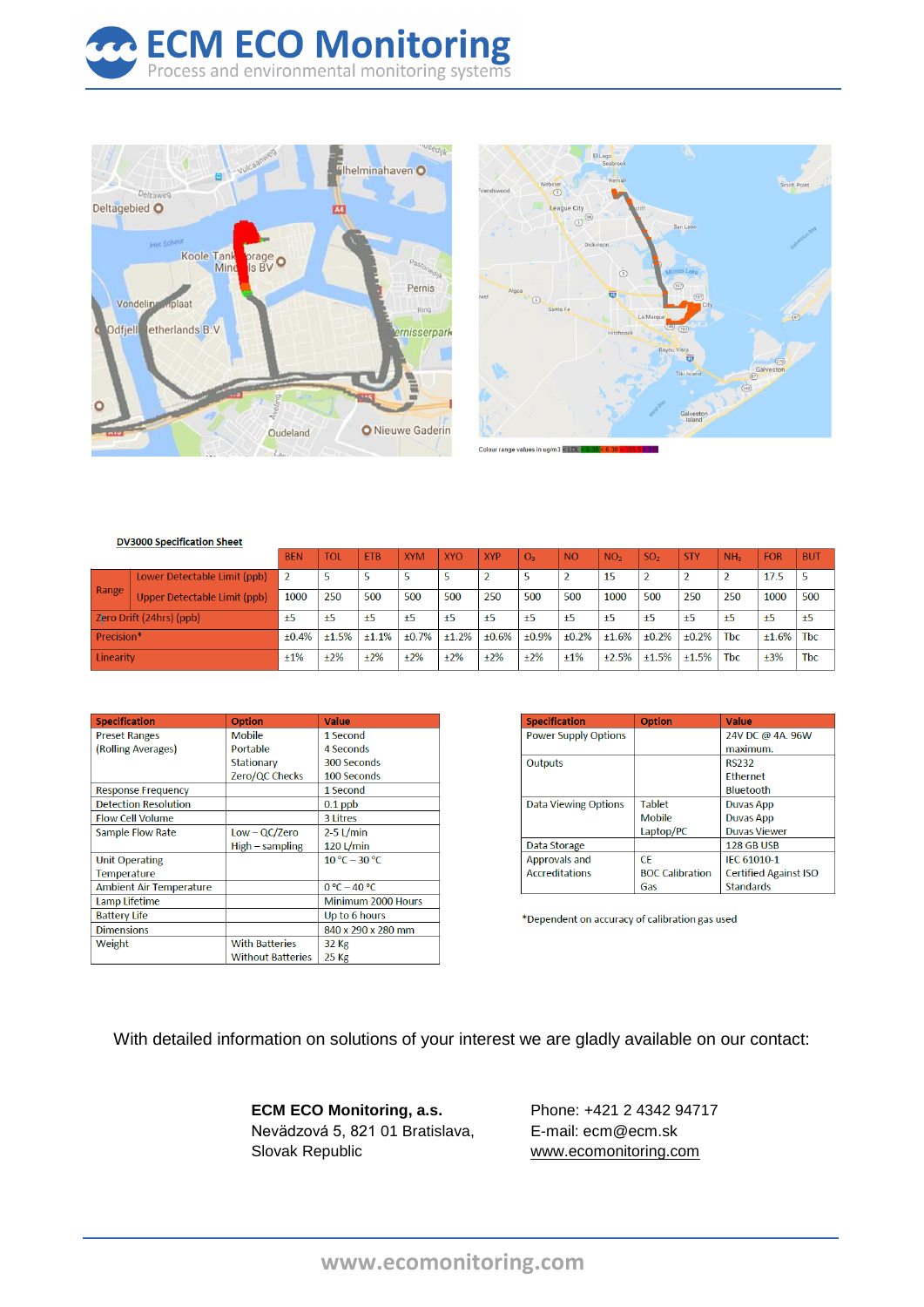Colour range values in ug/m3

DV3000 Specification Sheet

| | | BEN | TOL | ETB | XYM | XYO | XYP | $O_3$ | NO | $NO_2$ | $SO_2$ | STY | $NH_3$ | FOR | BUT |
|---|---|---|---|---|---|---|---|---|---|---|---|---|---|---|---|
| Range | Lower Detectable Limit (ppb) | 2 | 5 | 5 | 5 | 5 | 2 | 5 | 2 | 15 | 2 | 2 | 2 | 17.5 | 5 |
| | Upper Detectable Limit (ppb) | 1000 | 250 | 500 | 500 | 500 | 250 | 500 | 500 | 1000 | 500 | 250 | 250 | 1000 | 500 |
| Zero Drift (24hrs) (ppb) | | ±5 | ±5 | ±5 | ±5 | ±5 | ±5 | ±5 | ±5 | ±5 | ±5 | ±5 | ±5 | ±5 | ±5 |
| Precision* | | ±0.4% | ±1.5% | ±1.1% | ±0.7% | ±1.2% | ±0.6% | ±0.9% | ±0.2% | ±1.6% | ±0.2% | ±0.2% | Tbc | ±1.6% | Tbc |
| Linearity | | ±1% | ±2% | ±2% | ±2% | ±2% | ±2% | ±2% | ±1% | ±2.5% | ±1.5% | ±1.5% | Tbc | ±3% | Tbc |

| Specification | Option | Value |
|---|---|---|
| Preset Ranges (Rolling Averages) | Mobile<br>Portable<br>Stationary<br>Zero/QC Checks | 1 Second<br>4 Seconds<br>300 Seconds<br>100 Seconds |
| Response Frequency | | 1 Second |
| Detection Resolution | | 0.1 ppb |
| Flow Cell Volume | | 3 Litres |
| Sample Flow Rate | Low – QC/Zero<br>High – sampling | 2-5 L/min<br>120 L/min |
| Unit Operating Temperature | | 10 °C – 30 °C |
| Ambient Air Temperature | | 0 °C – 40 °C |
| Lamp Lifetime | | Minimum 2000 Hours |
| Battery Life | | Up to 6 hours |
| Dimensions | | 840 x 290 x 280 mm |
| Weight | With Batteries<br>Without Batteries | 32 Kg<br>25 Kg |

| Specification | Option | Value |
|---|---|---|
| Power Supply Options | | 24V DC @ 4A. 96W maximum. |
| Outputs | | RS232<br>Ethernet<br>Bluetooth |
| Data Viewing Options | Tablet<br>Mobile<br>Laptop/PC | Duvas App<br>Duvas App<br>Duvas Viewer |
| Data Storage | | 128 GB USB |
| Approvals and Accreditations | CE<br>BOC Calibration Gas | IEC 61010-1<br>Certified Against ISO Standards |

*Dependent on accuracy of calibration gas used

With detailed information on solutions of your interest we are gladly available on our contact:

**ECM ECO Monitoring, a.s.**
Nevädzová 5, 821 01 Bratislava,
Slovak Republic

Phone: +421 2 4342 94717
E-mail: ecm@ecm.sk
www.ecomonitoring.com